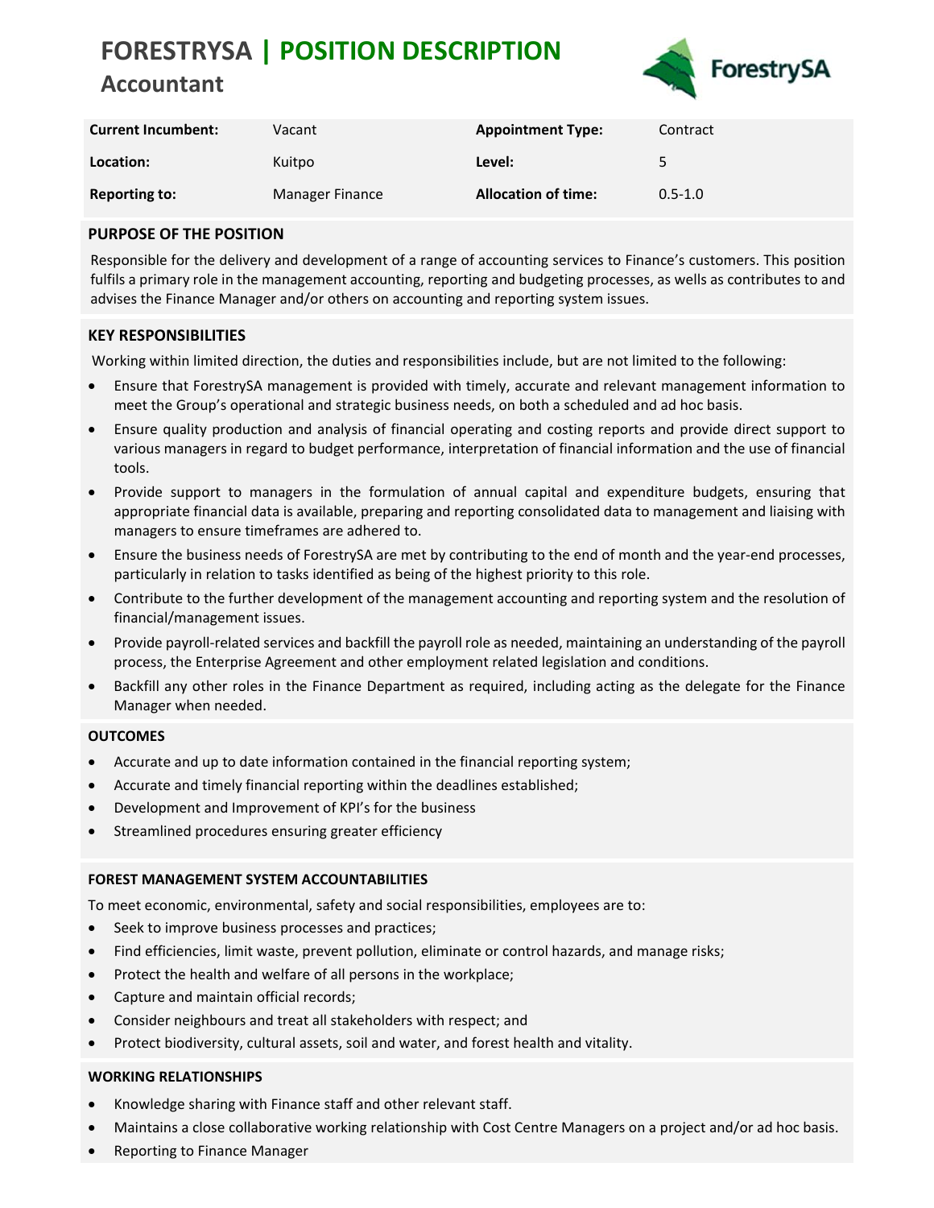# FORESTRYSA | POSITION DESCRIPTION

## Accountant

| Current Incumbent: | Vacant | Appointment Type: | Contract |
|---|---|---|---|
| Location: | Kuitpo | Level: | 5 |
| Reporting to: | Manager Finance | Allocation of time: | 0.5-1.0 |

### PURPOSE OF THE POSITION

Responsible for the delivery and development of a range of accounting services to Finance's customers. This position fulfils a primary role in the management accounting, reporting and budgeting processes, as wells as contributes to and advises the Finance Manager and/or others on accounting and reporting system issues.

### KEY RESPONSIBILITIES

Working within limited direction, the duties and responsibilities include, but are not limited to the following:

- Ensure that ForestrySA management is provided with timely, accurate and relevant management information to meet the Group's operational and strategic business needs, on both a scheduled and ad hoc basis.
- Ensure quality production and analysis of financial operating and costing reports and provide direct support to various managers in regard to budget performance, interpretation of financial information and the use of financial tools.
- Provide support to managers in the formulation of annual capital and expenditure budgets, ensuring that appropriate financial data is available, preparing and reporting consolidated data to management and liaising with managers to ensure timeframes are adhered to.
- Ensure the business needs of ForestrySA are met by contributing to the end of month and the year-end processes, particularly in relation to tasks identified as being of the highest priority to this role.
- Contribute to the further development of the management accounting and reporting system and the resolution of financial/management issues.
- Provide payroll-related services and backfill the payroll role as needed, maintaining an understanding of the payroll process, the Enterprise Agreement and other employment related legislation and conditions.
- Backfill any other roles in the Finance Department as required, including acting as the delegate for the Finance Manager when needed.

### OUTCOMES

- Accurate and up to date information contained in the financial reporting system;
- Accurate and timely financial reporting within the deadlines established;
- Development and Improvement of KPI's for the business
- Streamlined procedures ensuring greater efficiency

### FOREST MANAGEMENT SYSTEM ACCOUNTABILITIES

To meet economic, environmental, safety and social responsibilities, employees are to:

- Seek to improve business processes and practices;
- Find efficiencies, limit waste, prevent pollution, eliminate or control hazards, and manage risks;
- Protect the health and welfare of all persons in the workplace;
- Capture and maintain official records;
- Consider neighbours and treat all stakeholders with respect; and
- Protect biodiversity, cultural assets, soil and water, and forest health and vitality.

### WORKING RELATIONSHIPS

- Knowledge sharing with Finance staff and other relevant staff.
- Maintains a close collaborative working relationship with Cost Centre Managers on a project and/or ad hoc basis.
- Reporting to Finance Manager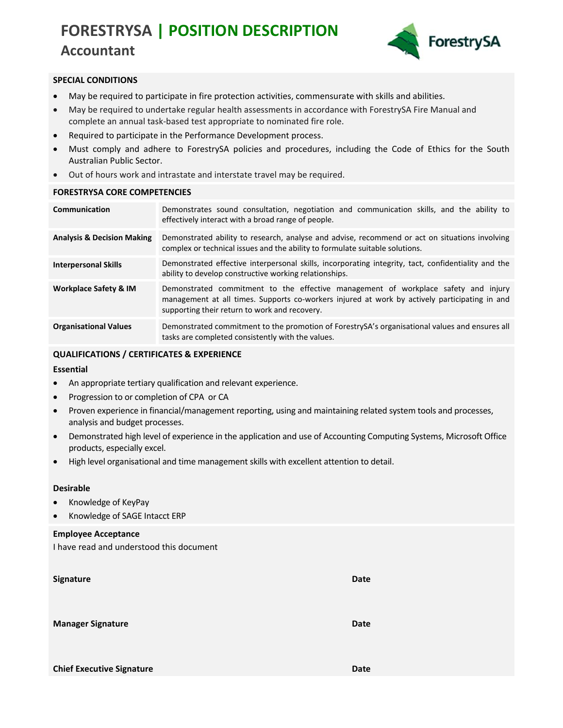# FORESTRYSA | POSITION DESCRIPTION

## Accountant

**SPECIAL CONDITIONS**

- May be required to participate in fire protection activities, commensurate with skills and abilities.
- May be required to undertake regular health assessments in accordance with ForestrySA Fire Manual and complete an annual task-based test appropriate to nominated fire role.
- Required to participate in the Performance Development process.
- Must comply and adhere to ForestrySA policies and procedures, including the Code of Ethics for the South Australian Public Sector.
- Out of hours work and intrastate and interstate travel may be required.

**FORESTRYSA CORE COMPETENCIES**

| | |
|---|---|
| **Communication** | Demonstrates sound consultation, negotiation and communication skills, and the ability to effectively interact with a broad range of people. |
| **Analysis & Decision Making** | Demonstrated ability to research, analyse and advise, recommend or act on situations involving complex or technical issues and the ability to formulate suitable solutions. |
| **Interpersonal Skills** | Demonstrated effective interpersonal skills, incorporating integrity, tact, confidentiality and the ability to develop constructive working relationships. |
| **Workplace Safety & IM** | Demonstrated commitment to the effective management of workplace safety and injury management at all times. Supports co-workers injured at work by actively participating in and supporting their return to work and recovery. |
| **Organisational Values** | Demonstrated commitment to the promotion of ForestrySA's organisational values and ensures all tasks are completed consistently with the values. |

**QUALIFICATIONS / CERTIFICATES & EXPERIENCE**

**Essential**

- An appropriate tertiary qualification and relevant experience.
- Progression to or completion of CPA or CA
- Proven experience in financial/management reporting, using and maintaining related system tools and processes, analysis and budget processes.
- Demonstrated high level of experience in the application and use of Accounting Computing Systems, Microsoft Office products, especially excel.
- High level organisational and time management skills with excellent attention to detail.

**Desirable**

- Knowledge of KeyPay
- Knowledge of SAGE Intacct ERP

**Employee Acceptance**

I have read and understood this document

**Signature** **Date**

**Manager Signature** **Date**

**Chief Executive Signature** **Date**